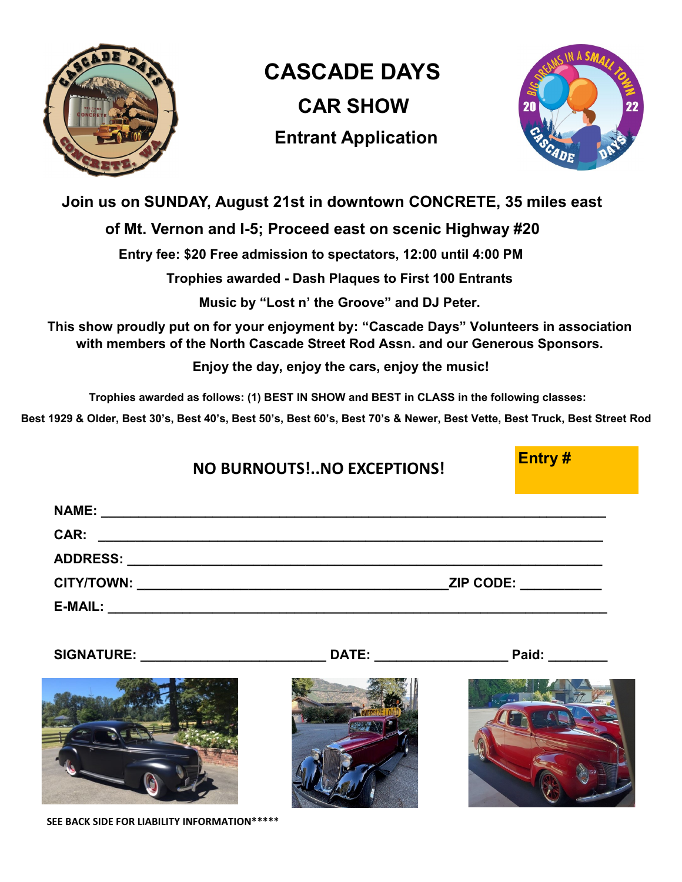# CASCADE DAYS

## CAR SHOW

### Entrant Application

**Join us on SUNDAY, August 21st in downtown CONCRETE, 35 miles east of Mt. Vernon and I-5; Proceed east on scenic Highway #20**

**Entry fee: $20 Free admission to spectators, 12:00 until 4:00 PM**

**Trophies awarded - Dash Plaques to First 100 Entrants**

**Music by "Lost n' the Groove" and DJ Peter.**

**This show proudly put on for your enjoyment by: "Cascade Days" Volunteers in association with members of the North Cascade Street Rod Assn. and our Generous Sponsors.**

**Enjoy the day, enjoy the cars, enjoy the music!**

**Trophies awarded as follows: (1) BEST IN SHOW and BEST in CLASS in the following classes:**

**Best 1929 & Older, Best 30's, Best 40's, Best 50's, Best 60's, Best 70's & Newer, Best Vette, Best Truck, Best Street Rod**

**NO BURNOUTS!..NO EXCEPTIONS!**

**Entry #**

**NAME:** ______________________________________________________________

**CAR:** ______________________________________________________________

**ADDRESS:** ___________________________________________________________

**CITY/TOWN:** ________________________________________ **ZIP CODE:** __________

**E-MAIL:** ____________________________________________________________

**SIGNATURE:** ________________________ **DATE:** _________________ **Paid:** ________

**SEE BACK SIDE FOR LIABILITY INFORMATION*****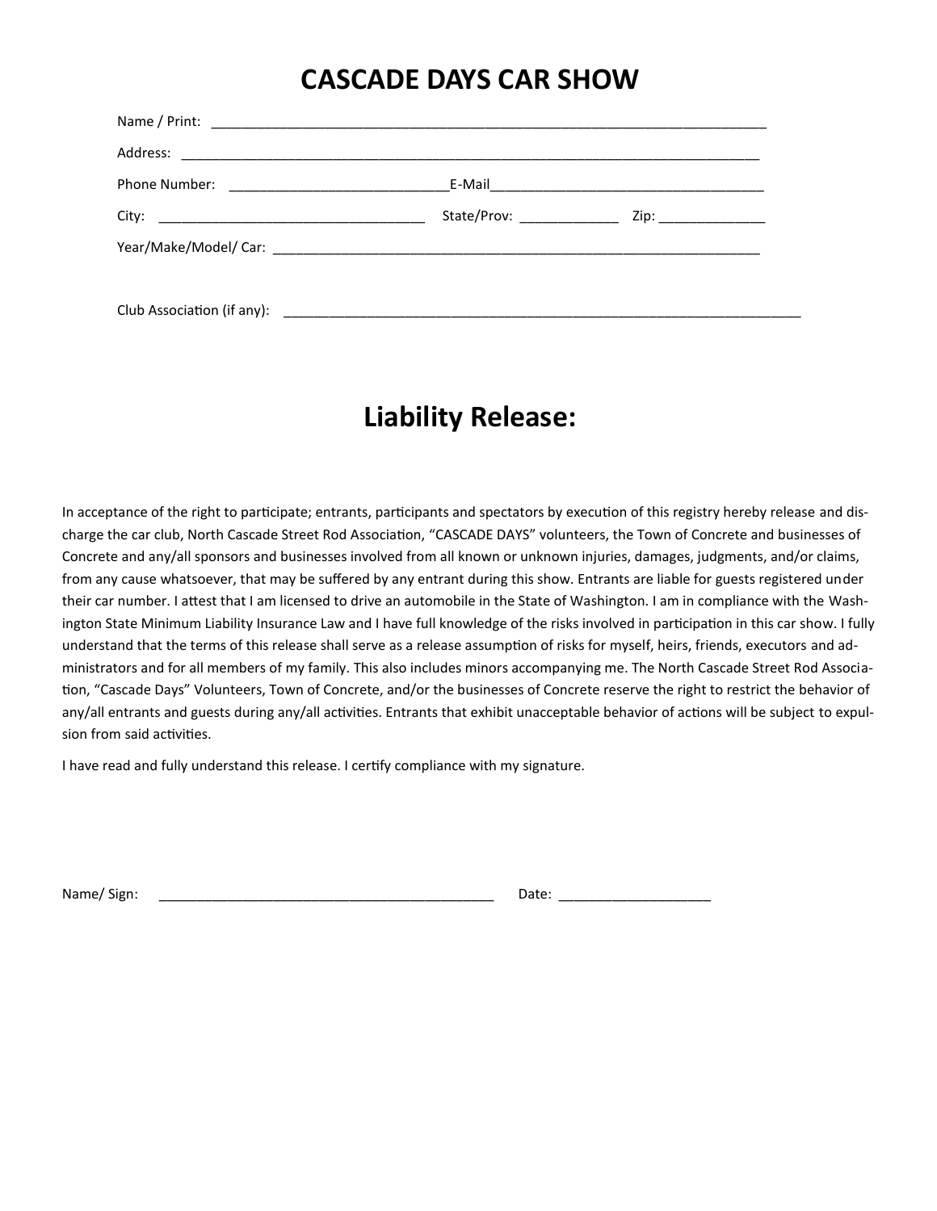# CASCADE DAYS CAR SHOW

Name / Print: ___________________________________________________________________________

Address: ______________________________________________________________________________

Phone Number: ______________________________E-Mail______________________________________

City: ____________________________________ State/Prov: _____________ Zip: ______________

Year/Make/Model/ Car: ___________________________________________________________________

Club Association (if any): ______________________________________________________________________

# Liability Release:

In acceptance of the right to participate; entrants, participants and spectators by execution of this registry hereby release and discharge the car club, North Cascade Street Rod Association, "CASCADE DAYS" volunteers, the Town of Concrete and businesses of Concrete and any/all sponsors and businesses involved from all known or unknown injuries, damages, judgments, and/or claims, from any cause whatsoever, that may be suffered by any entrant during this show. Entrants are liable for guests registered under their car number. I attest that I am licensed to drive an automobile in the State of Washington. I am in compliance with the Washington State Minimum Liability Insurance Law and I have full knowledge of the risks involved in participation in this car show. I fully understand that the terms of this release shall serve as a release assumption of risks for myself, heirs, friends, executors and administrators and for all members of my family. This also includes minors accompanying me. The North Cascade Street Rod Association, "Cascade Days" Volunteers, Town of Concrete, and/or the businesses of Concrete reserve the right to restrict the behavior of any/all entrants and guests during any/all activities. Entrants that exhibit unacceptable behavior of actions will be subject to expulsion from said activities.

I have read and fully understand this release. I certify compliance with my signature.

Name/ Sign: ____________________________________________ Date: ____________________